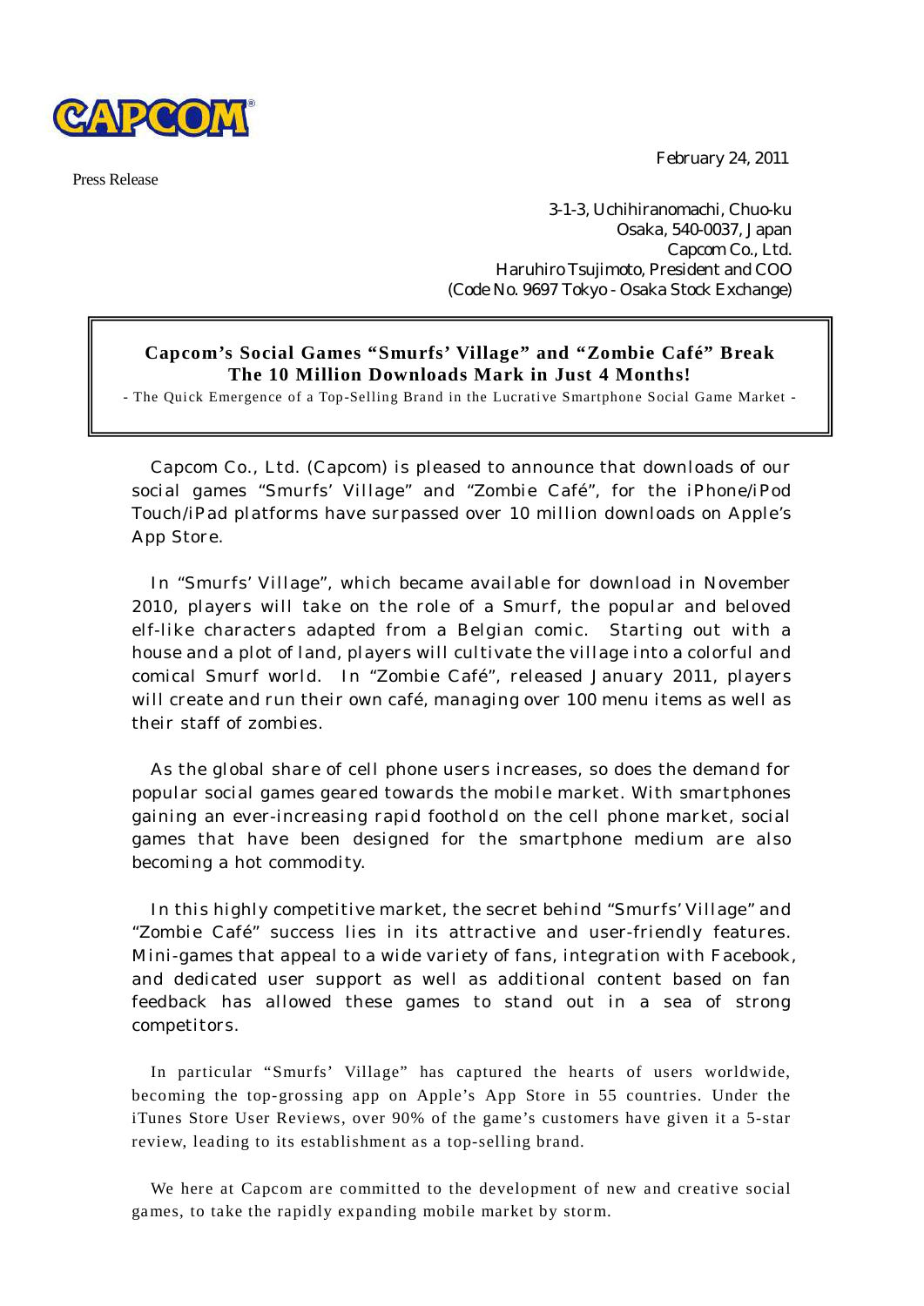CAPCOM®

Press Release

February 24, 2011

3-1-3, Uchihiranomachi, Chuo-ku  
Osaka, 540-0037, Japan  
Capcom Co., Ltd.  
Haruhiro Tsujimoto, President and COO  
(Code No. 9697 Tokyo - Osaka Stock Exchange)

## Capcom's Social Games "Smurfs' Village" and "Zombie Café" Break The 10 Million Downloads Mark in Just 4 Months!

- The Quick Emergence of a Top-Selling Brand in the Lucrative Smartphone Social Game Market -

Capcom Co., Ltd. (Capcom) is pleased to announce that downloads of our social games "Smurfs' Village" and "Zombie Café", for the iPhone/iPod Touch/iPad platforms have surpassed over 10 million downloads on Apple's App Store.

In "Smurfs' Village", which became available for download in November 2010, players will take on the role of a Smurf, the popular and beloved elf-like characters adapted from a Belgian comic. Starting out with a house and a plot of land, players will cultivate the village into a colorful and comical Smurf world. In "Zombie Café", released January 2011, players will create and run their own café, managing over 100 menu items as well as their staff of zombies.

As the global share of cell phone users increases, so does the demand for popular social games geared towards the mobile market. With smartphones gaining an ever-increasing rapid foothold on the cell phone market, social games that have been designed for the smartphone medium are also becoming a hot commodity.

In this highly competitive market, the secret behind "Smurfs' Village" and "Zombie Café" success lies in its attractive and user-friendly features. Mini-games that appeal to a wide variety of fans, integration with Facebook, and dedicated user support as well as additional content based on fan feedback has allowed these games to stand out in a sea of strong competitors.

In particular "Smurfs' Village" has captured the hearts of users worldwide, becoming the top-grossing app on Apple's App Store in 55 countries. Under the iTunes Store User Reviews, over 90% of the game's customers have given it a 5-star review, leading to its establishment as a top-selling brand.

We here at Capcom are committed to the development of new and creative social games, to take the rapidly expanding mobile market by storm.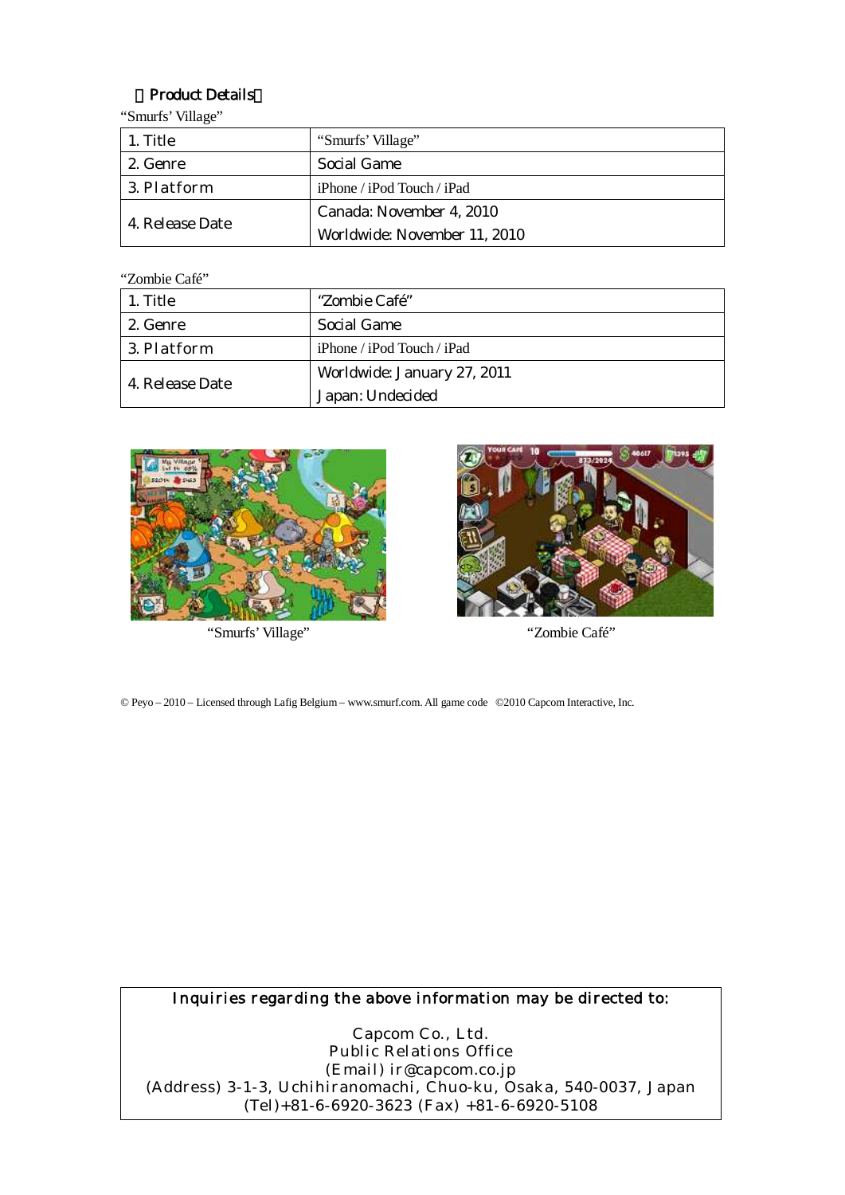【Product Details】

"Smurfs' Village"

| | |
|---|---|
| 1. Title | "Smurfs' Village" |
| 2. Genre | Social Game |
| 3. Platform | iPhone / iPod Touch / iPad |
| 4. Release Date | Canada: November 4, 2010<br>Worldwide: November 11, 2010 |

"Zombie Café"

| | |
|---|---|
| 1. Title | "Zombie Café" |
| 2. Genre | Social Game |
| 3. Platform | iPhone / iPod Touch / iPad |
| 4. Release Date | Worldwide: January 27, 2011<br>Japan: Undecided |

"Smurfs' Village"

"Zombie Café"

© Peyo – 2010 – Licensed through Lafig Belgium – www.smurf.com. All game code ©2010 Capcom Interactive, Inc.

Inquiries regarding the above information may be directed to:

Capcom Co., Ltd.
Public Relations Office
(Email) ir@capcom.co.jp
(Address) 3-1-3, Uchihiranomachi, Chuo-ku, Osaka, 540-0037, Japan
(Tel)+81-6-6920-3623 (Fax) +81-6-6920-5108